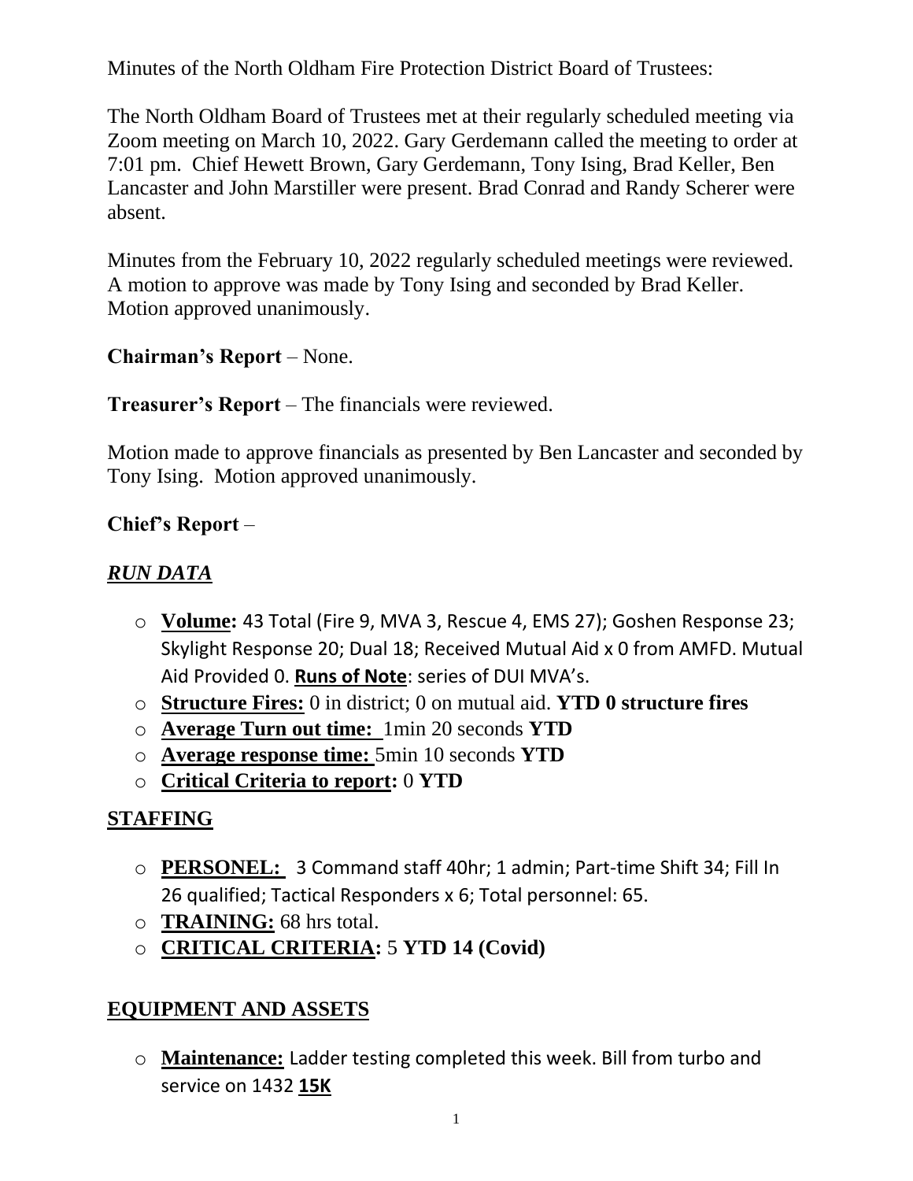Minutes of the North Oldham Fire Protection District Board of Trustees:

The North Oldham Board of Trustees met at their regularly scheduled meeting via Zoom meeting on March 10, 2022. Gary Gerdemann called the meeting to order at 7:01 pm. Chief Hewett Brown, Gary Gerdemann, Tony Ising, Brad Keller, Ben Lancaster and John Marstiller were present. Brad Conrad and Randy Scherer were absent.

Minutes from the February 10, 2022 regularly scheduled meetings were reviewed. A motion to approve was made by Tony Ising and seconded by Brad Keller. Motion approved unanimously.

**Chairman's Report** – None.

**Treasurer's Report** – The financials were reviewed.

Motion made to approve financials as presented by Ben Lancaster and seconded by Tony Ising. Motion approved unanimously.

**Chief's Report** –

## *RUN DATA*

- **Volume:** 43 Total (Fire 9, MVA 3, Rescue 4, EMS 27); Goshen Response 23; Skylight Response 20; Dual 18; Received Mutual Aid x 0 from AMFD. Mutual Aid Provided 0. **Runs of Note**: series of DUI MVA's.
- **Structure Fires:** 0 in district; 0 on mutual aid. **YTD 0 structure fires**
- **Average Turn out time:** 1min 20 seconds **YTD**
- **Average response time:** 5min 10 seconds **YTD**
- **Critical Criteria to report:** 0 **YTD**

## STAFFING

- **PERSONEL:** 3 Command staff 40hr; 1 admin; Part-time Shift 34; Fill In 26 qualified; Tactical Responders x 6; Total personnel: 65.
- **TRAINING:** 68 hrs total.
- **CRITICAL CRITERIA:** 5 **YTD 14 (Covid)**

## EQUIPMENT AND ASSETS

- **Maintenance:** Ladder testing completed this week. Bill from turbo and service on 1432 **15K**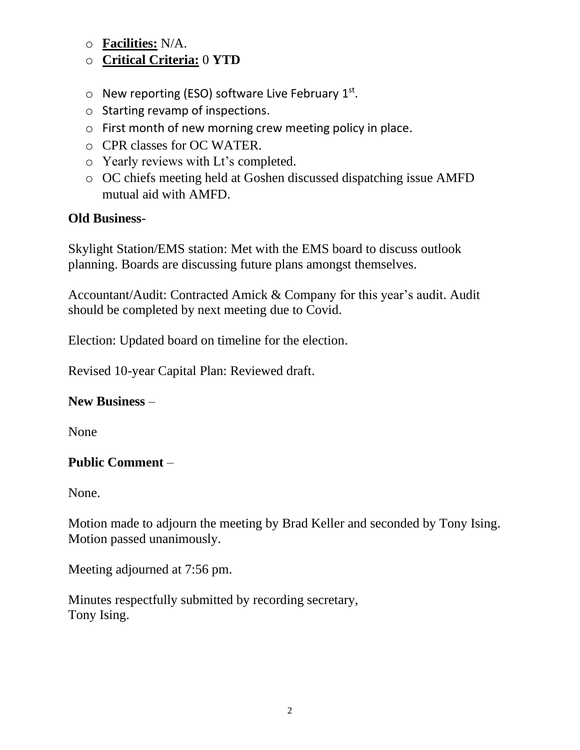- **Facilities:** N/A.
- **Critical Criteria:** 0 **YTD**

- New reporting (ESO) software Live February 1st.
- Starting revamp of inspections.
- First month of new morning crew meeting policy in place.
- CPR classes for OC WATER.
- Yearly reviews with Lt's completed.
- OC chiefs meeting held at Goshen discussed dispatching issue AMFD mutual aid with AMFD.

**Old Business**-

Skylight Station/EMS station: Met with the EMS board to discuss outlook planning. Boards are discussing future plans amongst themselves.

Accountant/Audit: Contracted Amick & Company for this year's audit. Audit should be completed by next meeting due to Covid.

Election: Updated board on timeline for the election.

Revised 10-year Capital Plan: Reviewed draft.

**New Business** –

None

**Public Comment** –

None.

Motion made to adjourn the meeting by Brad Keller and seconded by Tony Ising. Motion passed unanimously.

Meeting adjourned at 7:56 pm.

Minutes respectfully submitted by recording secretary,
Tony Ising.